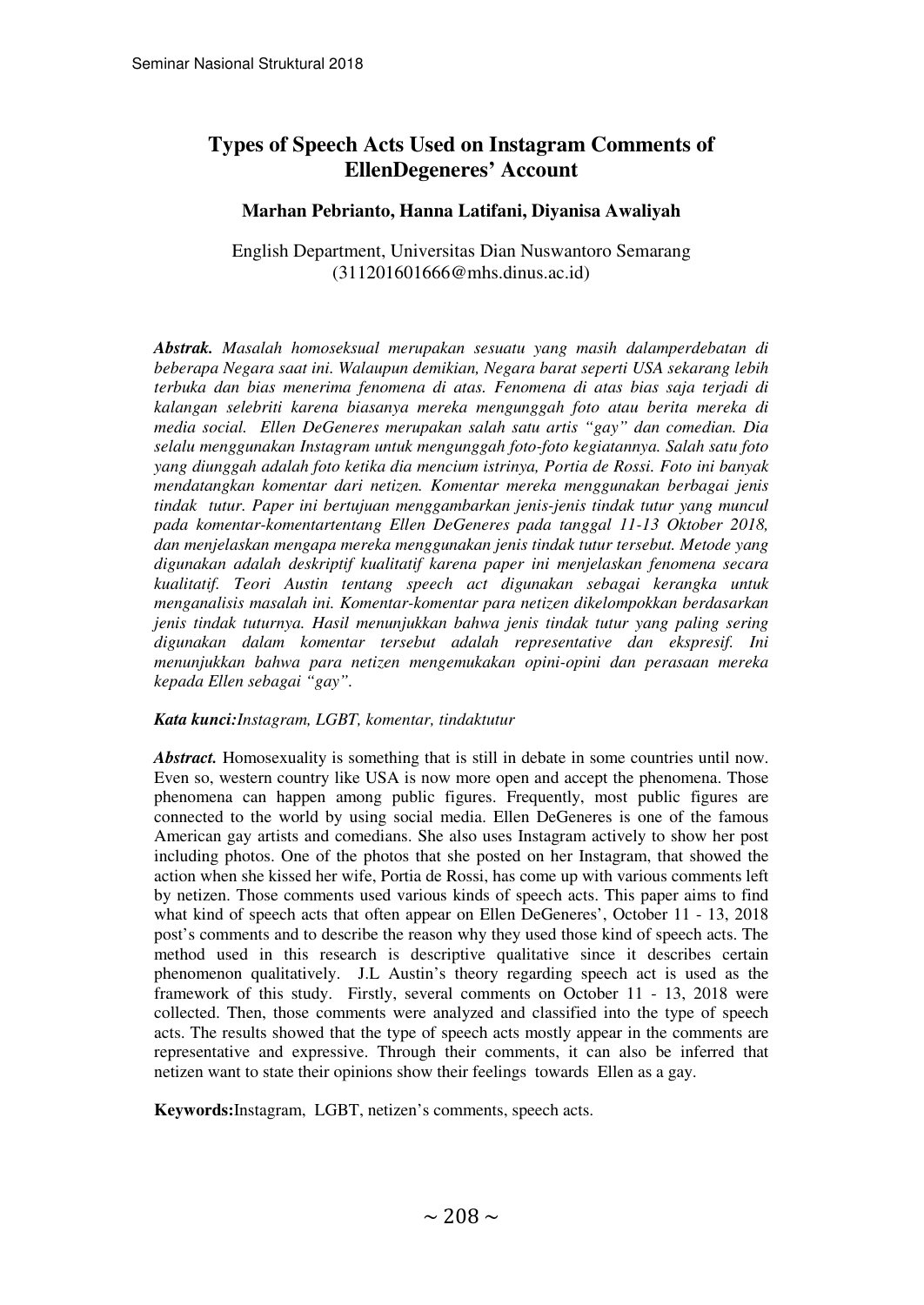# Types of Speech Acts Used on Instagram Comments of EllenDegeneres' Account

**Marhan Pebrianto, Hanna Latifani, Diyanisa Awaliyah**

English Department, Universitas Dian Nuswantoro Semarang
(311201601666@mhs.dinus.ac.id)

***Abstrak.*** *Masalah homoseksual merupakan sesuatu yang masih dalamperdebatan di beberapa Negara saat ini. Walaupun demikian, Negara barat seperti USA sekarang lebih terbuka dan bias menerima fenomena di atas. Fenomena di atas bias saja terjadi di kalangan selebriti karena biasanya mereka mengunggah foto atau berita mereka di media social. Ellen DeGeneres merupakan salah satu artis "gay" dan comedian. Dia selalu menggunakan Instagram untuk mengunggah foto-foto kegiatannya. Salah satu foto yang diunggah adalah foto ketika dia mencium istrinya, Portia de Rossi. Foto ini banyak mendatangkan komentar dari netizen. Komentar mereka menggunakan berbagai jenis tindak tutur. Paper ini bertujuan menggambarkan jenis-jenis tindak tutur yang muncul pada komentar-komentartentang Ellen DeGeneres pada tanggal 11-13 Oktober 2018, dan menjelaskan mengapa mereka menggunakan jenis tindak tutur tersebut. Metode yang digunakan adalah deskriptif kualitatif karena paper ini menjelaskan fenomena secara kualitatif. Teori Austin tentang speech act digunakan sebagai kerangka untuk menganalisis masalah ini. Komentar-komentar para netizen dikelompokkan berdasarkan jenis tindak tuturnya. Hasil menunjukkan bahwa jenis tindak tutur yang paling sering digunakan dalam komentar tersebut adalah representative dan ekspresif. Ini menunjukkan bahwa para netizen mengemukakan opini-opini dan perasaan mereka kepada Ellen sebagai "gay".*

***Kata kunci:****Instagram, LGBT, komentar, tindaktutur*

***Abstract.*** Homosexuality is something that is still in debate in some countries until now. Even so, western country like USA is now more open and accept the phenomena. Those phenomena can happen among public figures. Frequently, most public figures are connected to the world by using social media. Ellen DeGeneres is one of the famous American gay artists and comedians. She also uses Instagram actively to show her post including photos. One of the photos that she posted on her Instagram, that showed the action when she kissed her wife, Portia de Rossi, has come up with various comments left by netizen. Those comments used various kinds of speech acts. This paper aims to find what kind of speech acts that often appear on Ellen DeGeneres', October 11 - 13, 2018 post's comments and to describe the reason why they used those kind of speech acts. The method used in this research is descriptive qualitative since it describes certain phenomenon qualitatively. J.L Austin's theory regarding speech act is used as the framework of this study. Firstly, several comments on October 11 - 13, 2018 were collected. Then, those comments were analyzed and classified into the type of speech acts. The results showed that the type of speech acts mostly appear in the comments are representative and expressive. Through their comments, it can also be inferred that netizen want to state their opinions show their feelings towards Ellen as a gay.

**Keywords:**Instagram, LGBT, netizen's comments, speech acts.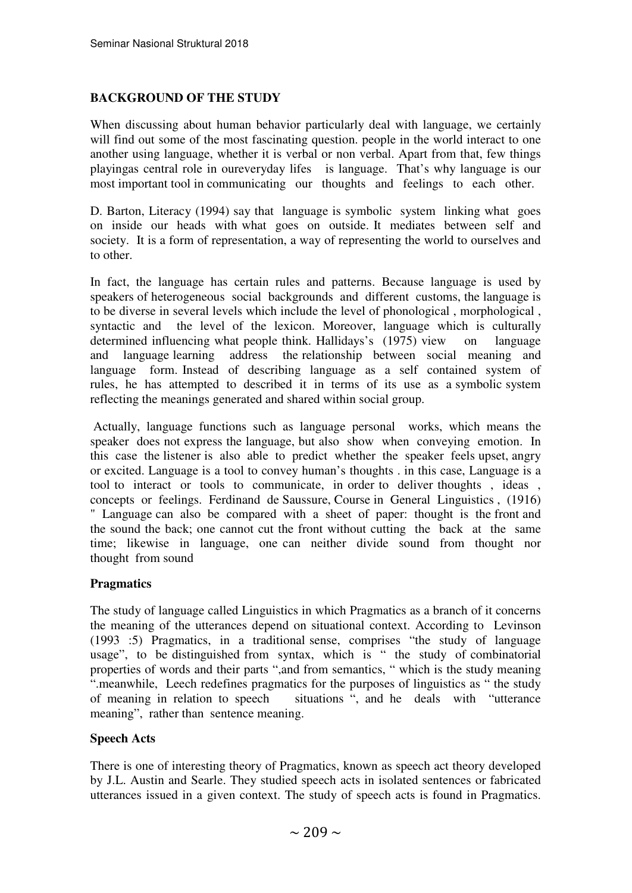**BACKGROUND OF THE STUDY**

When discussing about human behavior particularly deal with language, we certainly will find out some of the most fascinating question. people in the world interact to one another using language, whether it is verbal or non verbal. Apart from that, few things playingas central role in oureveryday lifes is language. That's why language is our most important tool in communicating our thoughts and feelings to each other.

D. Barton, Literacy (1994) say that language is symbolic system linking what goes on inside our heads with what goes on outside. It mediates between self and society. It is a form of representation, a way of representing the world to ourselves and to other.

In fact, the language has certain rules and patterns. Because language is used by speakers of heterogeneous social backgrounds and different customs, the language is to be diverse in several levels which include the level of phonological , morphological , syntactic and the level of the lexicon. Moreover, language which is culturally determined influencing what people think. Hallidays's (1975) view on language and language learning address the relationship between social meaning and language form. Instead of describing language as a self contained system of rules, he has attempted to described it in terms of its use as a symbolic system reflecting the meanings generated and shared within social group.

Actually, language functions such as language personal works, which means the speaker does not express the language, but also show when conveying emotion. In this case the listener is also able to predict whether the speaker feels upset, angry or excited. Language is a tool to convey human's thoughts . in this case, Language is a tool to interact or tools to communicate, in order to deliver thoughts , ideas , concepts or feelings. Ferdinand de Saussure, Course in General Linguistics , (1916) " Language can also be compared with a sheet of paper: thought is the front and the sound the back; one cannot cut the front without cutting the back at the same time; likewise in language, one can neither divide sound from thought nor thought from sound

**Pragmatics**

The study of language called Linguistics in which Pragmatics as a branch of it concerns the meaning of the utterances depend on situational context. According to Levinson (1993 :5) Pragmatics, in a traditional sense, comprises "the study of language usage", to be distinguished from syntax, which is " the study of combinatorial properties of words and their parts ",and from semantics, " which is the study meaning ".meanwhile, Leech redefines pragmatics for the purposes of linguistics as " the study of meaning in relation to speech situations ", and he deals with "utterance meaning", rather than sentence meaning.

**Speech Acts**

There is one of interesting theory of Pragmatics, known as speech act theory developed by J.L. Austin and Searle. They studied speech acts in isolated sentences or fabricated utterances issued in a given context. The study of speech acts is found in Pragmatics.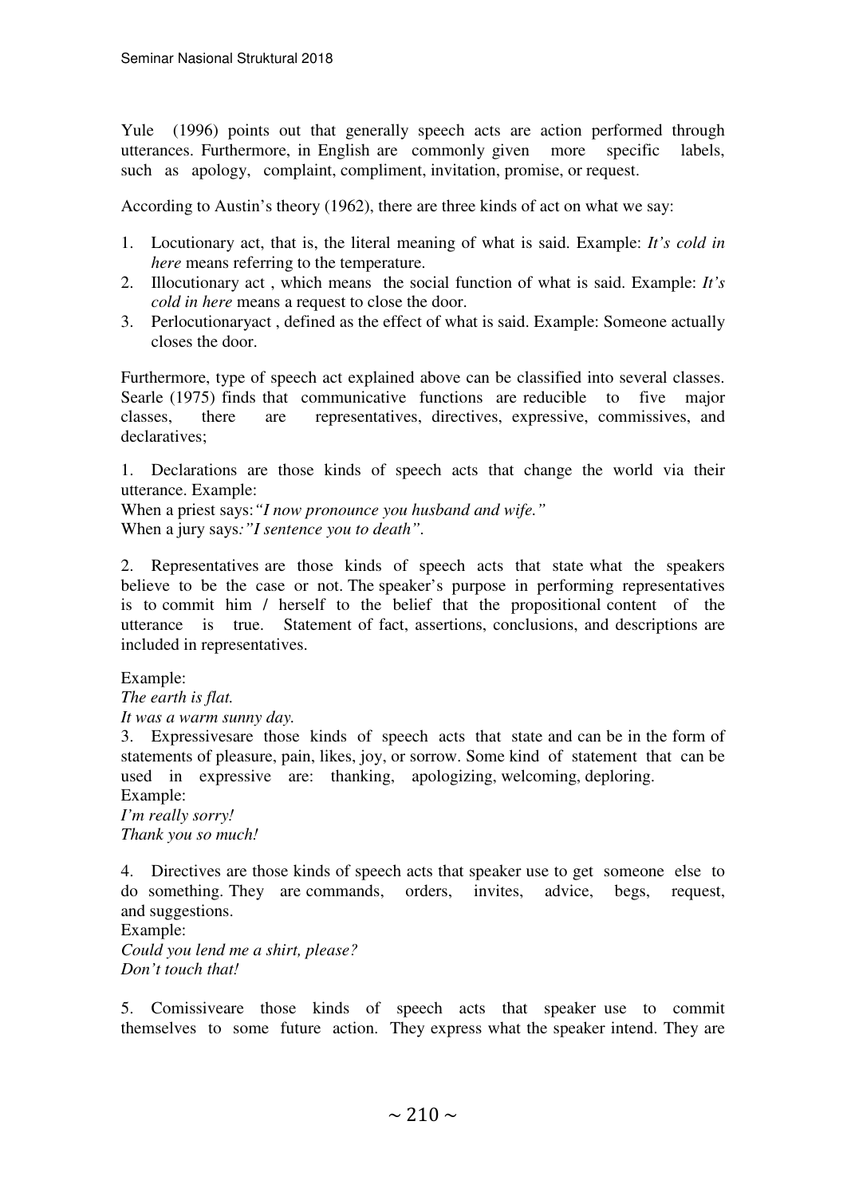Yule (1996) points out that generally speech acts are action performed through utterances. Furthermore, in English are commonly given more specific labels, such as apology, complaint, compliment, invitation, promise, or request.

According to Austin's theory (1962), there are three kinds of act on what we say:

1. Locutionary act, that is, the literal meaning of what is said. Example: *It's cold in here* means referring to the temperature.
2. Illocutionary act , which means the social function of what is said. Example: *It's cold in here* means a request to close the door.
3. Perlocutionaryact , defined as the effect of what is said. Example: Someone actually closes the door.

Furthermore, type of speech act explained above can be classified into several classes. Searle (1975) finds that communicative functions are reducible to five major classes, there are representatives, directives, expressive, commissives, and declaratives;

1. Declarations are those kinds of speech acts that change the world via their utterance. Example:
When a priest says:*"I now pronounce you husband and wife."*
When a jury says*:"I sentence you to death"*.

2. Representatives are those kinds of speech acts that state what the speakers believe to be the case or not. The speaker's purpose in performing representatives is to commit him / herself to the belief that the propositional content of the utterance is true. Statement of fact, assertions, conclusions, and descriptions are included in representatives.

Example:
*The earth is flat.*
*It was a warm sunny day.*

3. Expressivesare those kinds of speech acts that state and can be in the form of statements of pleasure, pain, likes, joy, or sorrow. Some kind of statement that can be used in expressive are: thanking, apologizing, welcoming, deploring.
Example:
*I'm really sorry!*
*Thank you so much!*

4. Directives are those kinds of speech acts that speaker use to get someone else to do something. They are commands, orders, invites, advice, begs, request, and suggestions.
Example:
*Could you lend me a shirt, please?*
*Don't touch that!*

5. Comissiveare those kinds of speech acts that speaker use to commit themselves to some future action. They express what the speaker intend. They are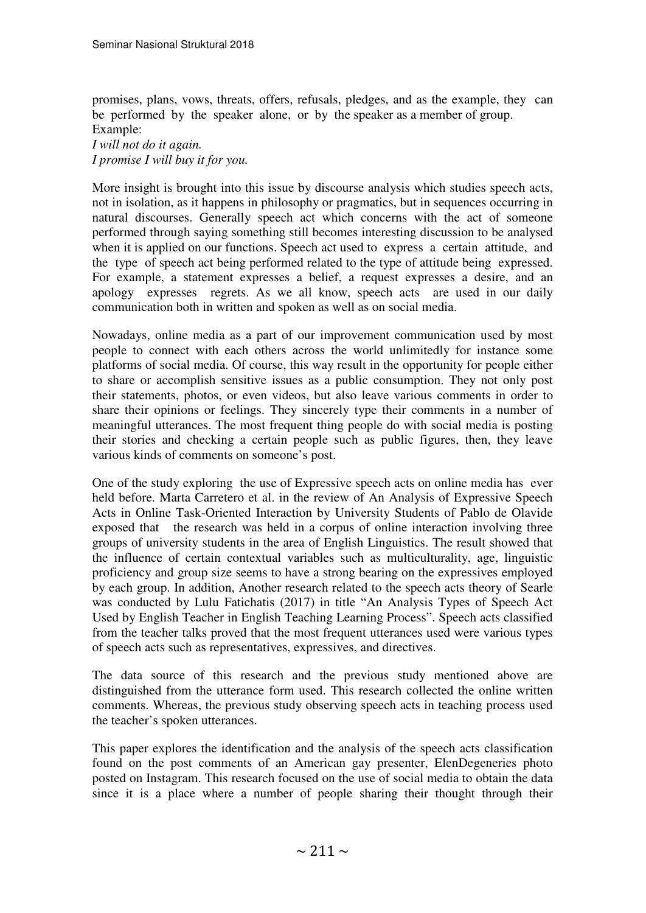promises, plans, vows, threats, offers, refusals, pledges, and as the example, they can be performed by the speaker alone, or by the speaker as a member of group.
Example:
*I will not do it again.*
*I promise I will buy it for you.*

More insight is brought into this issue by discourse analysis which studies speech acts, not in isolation, as it happens in philosophy or pragmatics, but in sequences occurring in natural discourses. Generally speech act which concerns with the act of someone performed through saying something still becomes interesting discussion to be analysed when it is applied on our functions. Speech act used to express a certain attitude, and the type of speech act being performed related to the type of attitude being expressed. For example, a statement expresses a belief, a request expresses a desire, and an apology expresses regrets. As we all know, speech acts are used in our daily communication both in written and spoken as well as on social media.

Nowadays, online media as a part of our improvement communication used by most people to connect with each others across the world unlimitedly for instance some platforms of social media. Of course, this way result in the opportunity for people either to share or accomplish sensitive issues as a public consumption. They not only post their statements, photos, or even videos, but also leave various comments in order to share their opinions or feelings. They sincerely type their comments in a number of meaningful utterances. The most frequent thing people do with social media is posting their stories and checking a certain people such as public figures, then, they leave various kinds of comments on someone's post.

One of the study exploring the use of Expressive speech acts on online media has ever held before. Marta Carretero et al. in the review of An Analysis of Expressive Speech Acts in Online Task-Oriented Interaction by University Students of Pablo de Olavide exposed that the research was held in a corpus of online interaction involving three groups of university students in the area of English Linguistics. The result showed that the influence of certain contextual variables such as multiculturality, age, linguistic proficiency and group size seems to have a strong bearing on the expressives employed by each group. In addition, Another research related to the speech acts theory of Searle was conducted by Lulu Fatichatis (2017) in title "An Analysis Types of Speech Act Used by English Teacher in English Teaching Learning Process". Speech acts classified from the teacher talks proved that the most frequent utterances used were various types of speech acts such as representatives, expressives, and directives.

The data source of this research and the previous study mentioned above are distinguished from the utterance form used. This research collected the online written comments. Whereas, the previous study observing speech acts in teaching process used the teacher's spoken utterances.

This paper explores the identification and the analysis of the speech acts classification found on the post comments of an American gay presenter, ElenDegeneries photo posted on Instagram. This research focused on the use of social media to obtain the data since it is a place where a number of people sharing their thought through their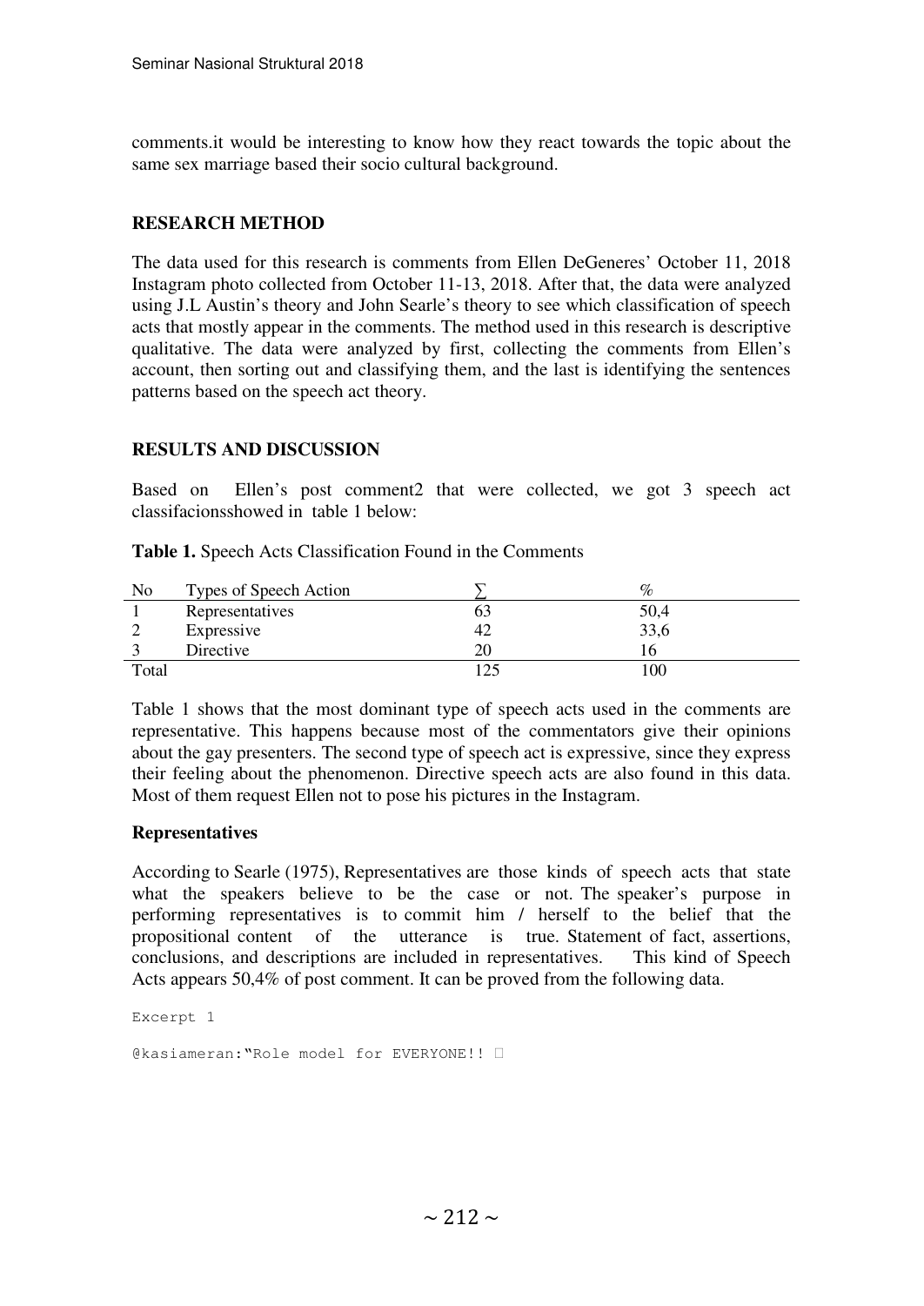comments.it would be interesting to know how they react towards the topic about the same sex marriage based their socio cultural background.

## RESEARCH METHOD

The data used for this research is comments from Ellen DeGeneres' October 11, 2018 Instagram photo collected from October 11-13, 2018. After that, the data were analyzed using J.L Austin's theory and John Searle's theory to see which classification of speech acts that mostly appear in the comments. The method used in this research is descriptive qualitative. The data were analyzed by first, collecting the comments from Ellen's account, then sorting out and classifying them, and the last is identifying the sentences patterns based on the speech act theory.

## RESULTS AND DISCUSSION

Based on Ellen's post comment2 that were collected, we got 3 speech act classifacionsshowed in table 1 below:

**Table 1.** Speech Acts Classification Found in the Comments

| No | Types of Speech Action | ∑ | % |
|---|---|---|---|
| 1 | Representatives | 63 | 50,4 |
| 2 | Expressive | 42 | 33,6 |
| 3 | Directive | 20 | 16 |
| Total | | 125 | 100 |

Table 1 shows that the most dominant type of speech acts used in the comments are representative. This happens because most of the commentators give their opinions about the gay presenters. The second type of speech act is expressive, since they express their feeling about the phenomenon. Directive speech acts are also found in this data. Most of them request Ellen not to pose his pictures in the Instagram.

### Representatives

According to Searle (1975), Representatives are those kinds of speech acts that state what the speakers believe to be the case or not. The speaker's purpose in performing representatives is to commit him / herself to the belief that the propositional content of the utterance is true. Statement of fact, assertions, conclusions, and descriptions are included in representatives. This kind of Speech Acts appears 50,4% of post comment. It can be proved from the following data.

```
Excerpt 1

@kasiameran:"Role model for EVERYONE!! 
```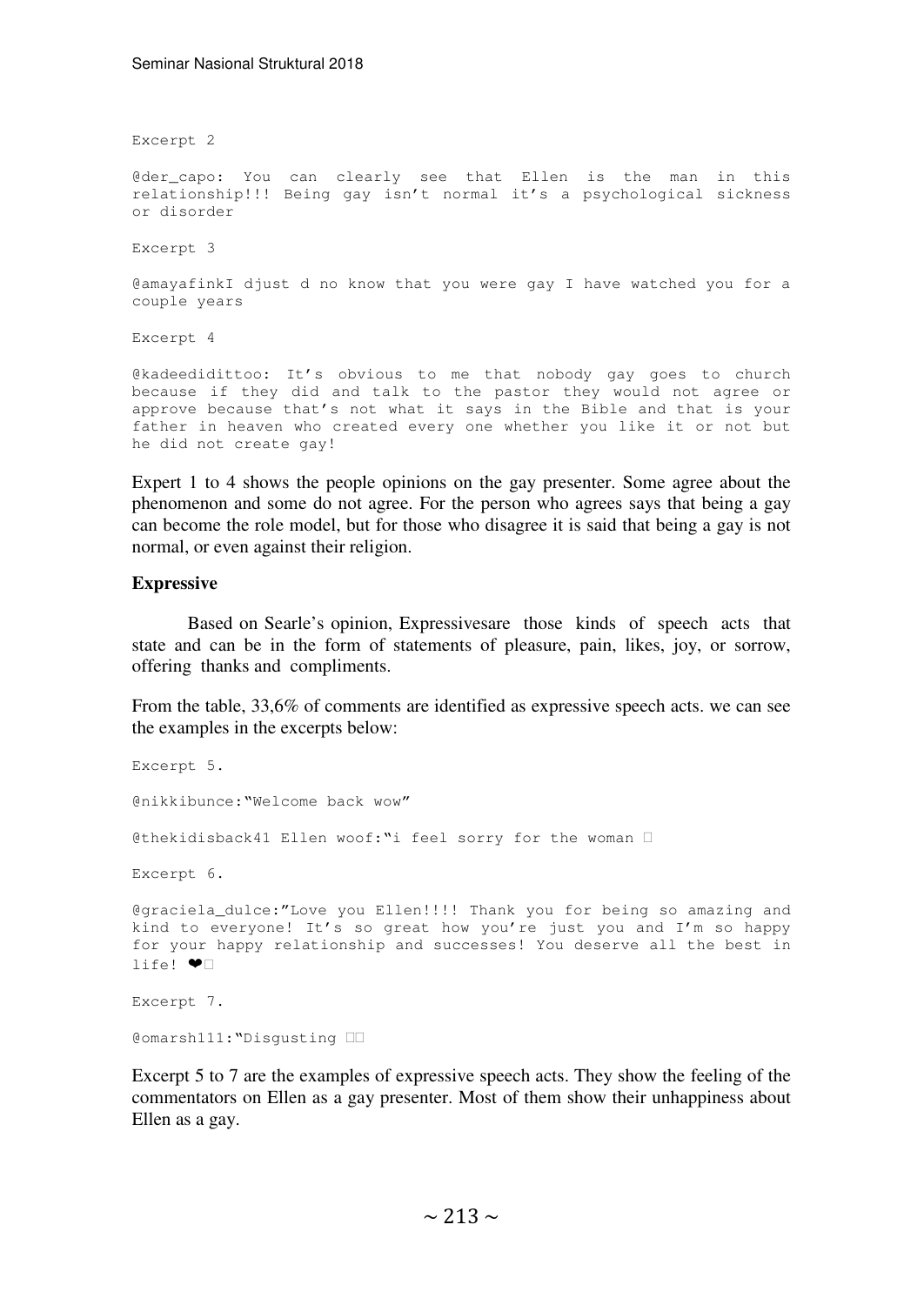Excerpt 2

@der_capo: You can clearly see that Ellen is the man in this relationship!!! Being gay isn't normal it's a psychological sickness or disorder

Excerpt 3

@amayafinkI djust d no know that you were gay I have watched you for a couple years

Excerpt 4

@kadeedidittoo: It's obvious to me that nobody gay goes to church because if they did and talk to the pastor they would not agree or approve because that's not what it says in the Bible and that is your father in heaven who created every one whether you like it or not but he did not create gay!

Expert 1 to 4 shows the people opinions on the gay presenter. Some agree about the phenomenon and some do not agree. For the person who agrees says that being a gay can become the role model, but for those who disagree it is said that being a gay is not normal, or even against their religion.

**Expressive**

Based on Searle's opinion, Expressivesare those kinds of speech acts that state and can be in the form of statements of pleasure, pain, likes, joy, or sorrow, offering thanks and compliments.

From the table, 33,6% of comments are identified as expressive speech acts. we can see the examples in the excerpts below:

Excerpt 5.

@nikkibunce:"Welcome back wow"

@thekidisback41 Ellen woof:"i feel sorry for the woman 

Excerpt 6.

@graciela_dulce:"Love you Ellen!!!! Thank you for being so amazing and kind to everyone! It's so great how you're just you and I'm so happy for your happy relationship and successes! You deserve all the best in life! ❤

Excerpt 7.

@omarsh111:"Disgusting 

Excerpt 5 to 7 are the examples of expressive speech acts. They show the feeling of the commentators on Ellen as a gay presenter. Most of them show their unhappiness about Ellen as a gay.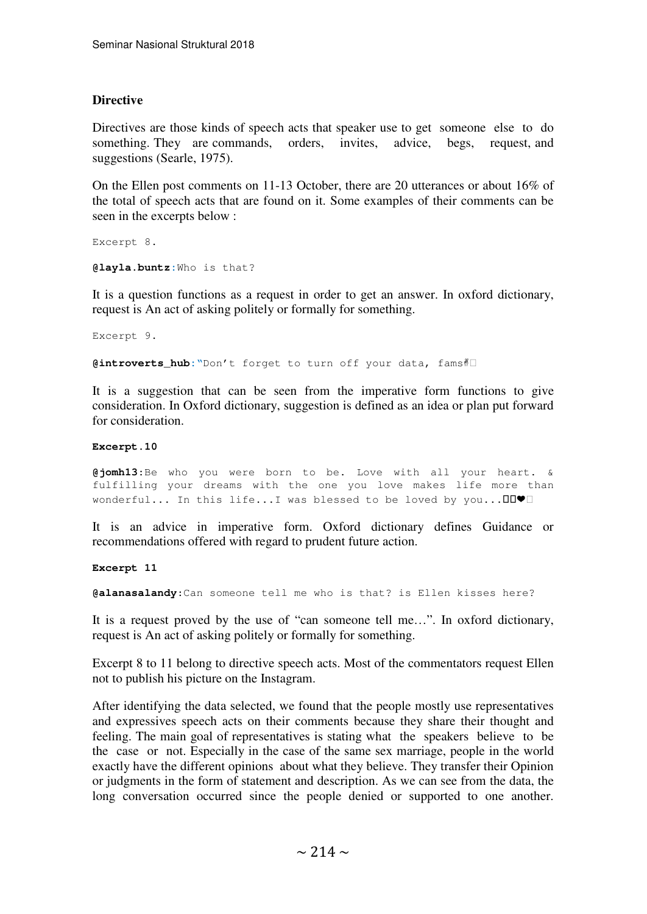### Directive

Directives are those kinds of speech acts that speaker use to get someone else to do something. They are commands, orders, invites, advice, begs, request, and suggestions (Searle, 1975).

On the Ellen post comments on 11-13 October, there are 20 utterances or about 16% of the total of speech acts that are found on it. Some examples of their comments can be seen in the excerpts below :

Excerpt 8.

**@layla.buntz**:Who is that?

It is a question functions as a request in order to get an answer. In oxford dictionary, request is An act of asking politely or formally for something.

Excerpt 9.

**@introverts_hub**:"Don't forget to turn off your data, fams🙏

It is a suggestion that can be seen from the imperative form functions to give consideration. In Oxford dictionary, suggestion is defined as an idea or plan put forward for consideration.

**Excerpt.10**

**@jomh13**:Be who you were born to be. Love with all your heart. & fulfilling your dreams with the one you love makes life more than wonderful... In this life...I was blessed to be loved by you...❤

It is an advice in imperative form. Oxford dictionary defines Guidance or recommendations offered with regard to prudent future action.

**Excerpt 11**

**@alanasalandy**:Can someone tell me who is that? is Ellen kisses here?

It is a request proved by the use of "can someone tell me…". In oxford dictionary, request is An act of asking politely or formally for something.

Excerpt 8 to 11 belong to directive speech acts. Most of the commentators request Ellen not to publish his picture on the Instagram.

After identifying the data selected, we found that the people mostly use representatives and expressives speech acts on their comments because they share their thought and feeling. The main goal of representatives is stating what the speakers believe to be the case or not. Especially in the case of the same sex marriage, people in the world exactly have the different opinions about what they believe. They transfer their Opinion or judgments in the form of statement and description. As we can see from the data, the long conversation occurred since the people denied or supported to one another.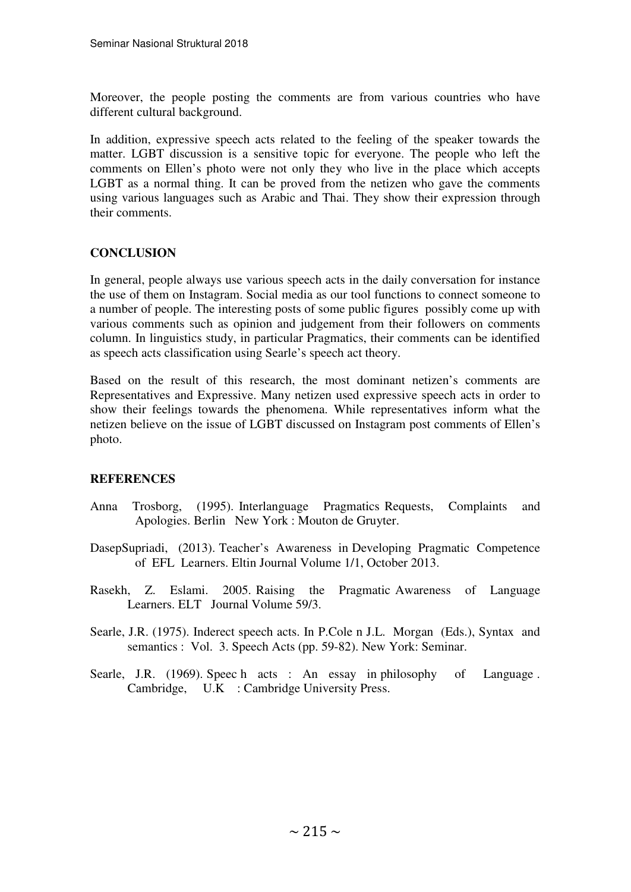Moreover, the people posting the comments are from various countries who have different cultural background.

In addition, expressive speech acts related to the feeling of the speaker towards the matter. LGBT discussion is a sensitive topic for everyone. The people who left the comments on Ellen's photo were not only they who live in the place which accepts LGBT as a normal thing. It can be proved from the netizen who gave the comments using various languages such as Arabic and Thai. They show their expression through their comments.

## CONCLUSION

In general, people always use various speech acts in the daily conversation for instance the use of them on Instagram. Social media as our tool functions to connect someone to a number of people. The interesting posts of some public figures possibly come up with various comments such as opinion and judgement from their followers on comments column. In linguistics study, in particular Pragmatics, their comments can be identified as speech acts classification using Searle's speech act theory.

Based on the result of this research, the most dominant netizen's comments are Representatives and Expressive. Many netizen used expressive speech acts in order to show their feelings towards the phenomena. While representatives inform what the netizen believe on the issue of LGBT discussed on Instagram post comments of Ellen's photo.

## REFERENCES

Anna Trosborg, (1995). Interlanguage Pragmatics Requests, Complaints and Apologies. Berlin New York : Mouton de Gruyter.

DasepSupriadi, (2013). Teacher's Awareness in Developing Pragmatic Competence of EFL Learners. Eltin Journal Volume 1/1, October 2013.

Rasekh, Z. Eslami. 2005. Raising the Pragmatic Awareness of Language Learners. ELT Journal Volume 59/3.

Searle, J.R. (1975). Inderect speech acts. In P.Cole n J.L. Morgan (Eds.), Syntax and semantics : Vol. 3. Speech Acts (pp. 59-82). New York: Seminar.

Searle, J.R. (1969). Speec h acts : An essay in philosophy of Language . Cambridge, U.K : Cambridge University Press.